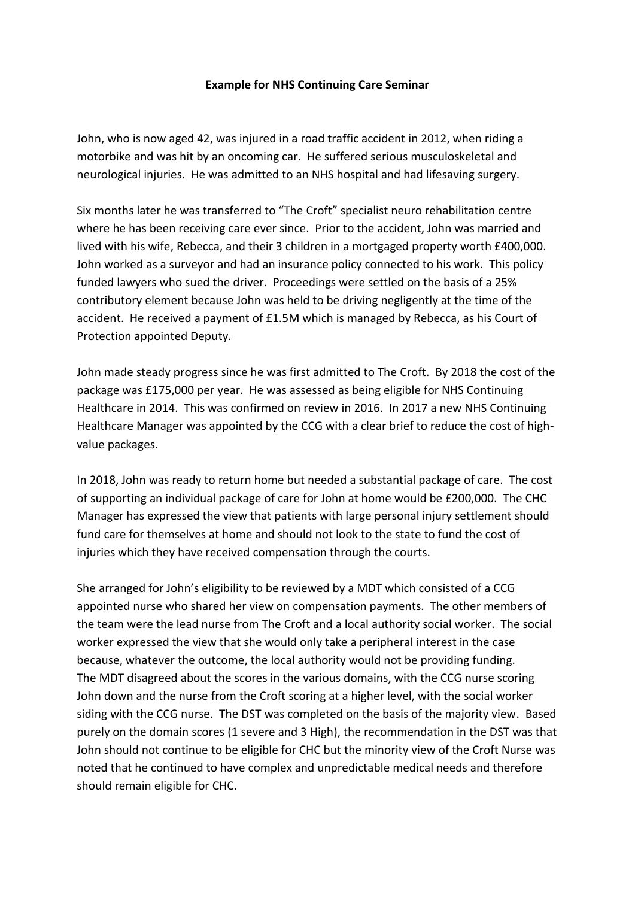**Example for NHS Continuing Care Seminar**

John, who is now aged 42, was injured in a road traffic accident in 2012, when riding a motorbike and was hit by an oncoming car. He suffered serious musculoskeletal and neurological injuries. He was admitted to an NHS hospital and had lifesaving surgery.

Six months later he was transferred to "The Croft" specialist neuro rehabilitation centre where he has been receiving care ever since. Prior to the accident, John was married and lived with his wife, Rebecca, and their 3 children in a mortgaged property worth £400,000. John worked as a surveyor and had an insurance policy connected to his work. This policy funded lawyers who sued the driver. Proceedings were settled on the basis of a 25% contributory element because John was held to be driving negligently at the time of the accident. He received a payment of £1.5M which is managed by Rebecca, as his Court of Protection appointed Deputy.

John made steady progress since he was first admitted to The Croft. By 2018 the cost of the package was £175,000 per year. He was assessed as being eligible for NHS Continuing Healthcare in 2014. This was confirmed on review in 2016. In 2017 a new NHS Continuing Healthcare Manager was appointed by the CCG with a clear brief to reduce the cost of high-value packages.

In 2018, John was ready to return home but needed a substantial package of care. The cost of supporting an individual package of care for John at home would be £200,000. The CHC Manager has expressed the view that patients with large personal injury settlement should fund care for themselves at home and should not look to the state to fund the cost of injuries which they have received compensation through the courts.

She arranged for John's eligibility to be reviewed by a MDT which consisted of a CCG appointed nurse who shared her view on compensation payments. The other members of the team were the lead nurse from The Croft and a local authority social worker. The social worker expressed the view that she would only take a peripheral interest in the case because, whatever the outcome, the local authority would not be providing funding. The MDT disagreed about the scores in the various domains, with the CCG nurse scoring John down and the nurse from the Croft scoring at a higher level, with the social worker siding with the CCG nurse. The DST was completed on the basis of the majority view. Based purely on the domain scores (1 severe and 3 High), the recommendation in the DST was that John should not continue to be eligible for CHC but the minority view of the Croft Nurse was noted that he continued to have complex and unpredictable medical needs and therefore should remain eligible for CHC.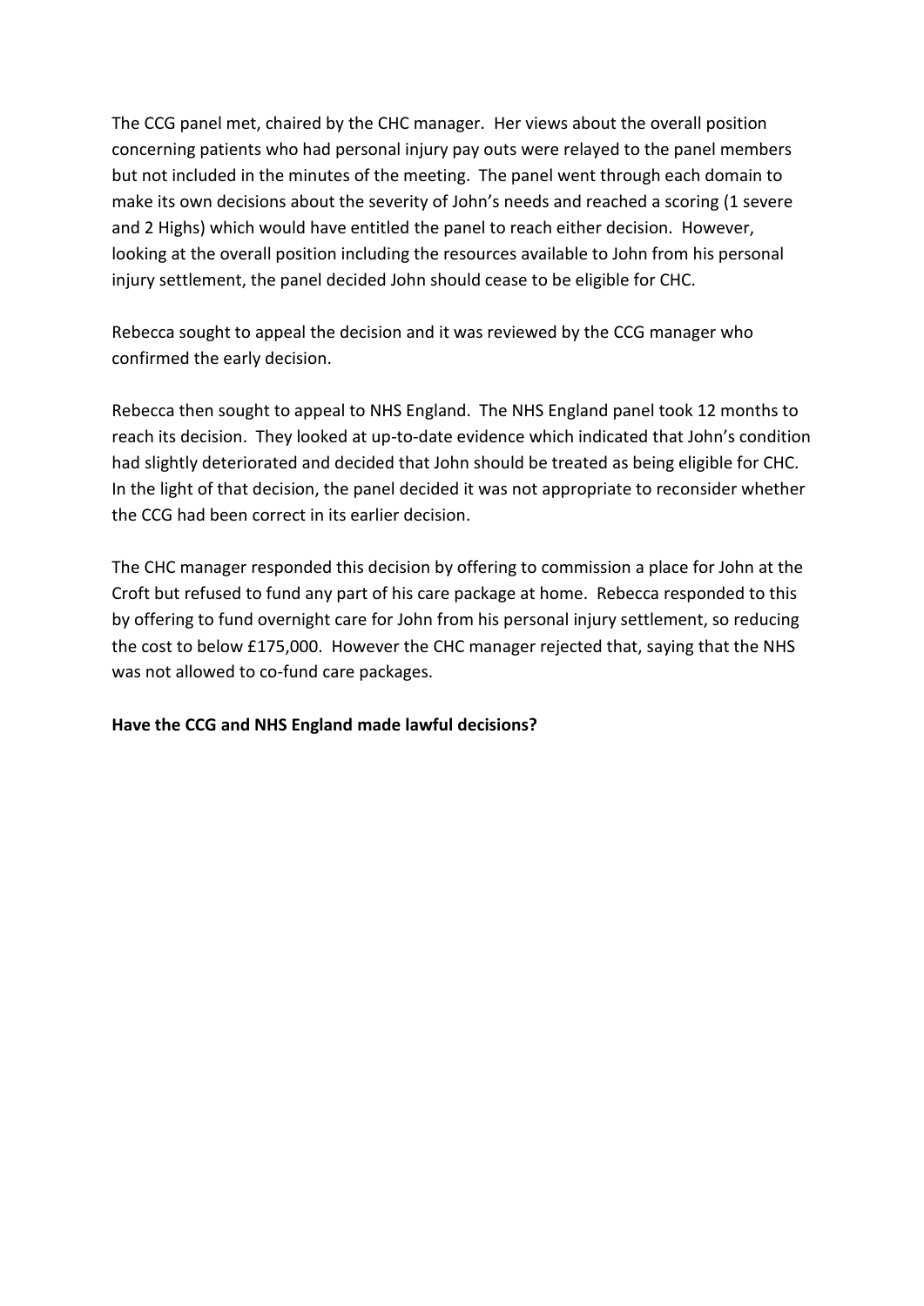The CCG panel met, chaired by the CHC manager. Her views about the overall position concerning patients who had personal injury pay outs were relayed to the panel members but not included in the minutes of the meeting. The panel went through each domain to make its own decisions about the severity of John's needs and reached a scoring (1 severe and 2 Highs) which would have entitled the panel to reach either decision. However, looking at the overall position including the resources available to John from his personal injury settlement, the panel decided John should cease to be eligible for CHC.

Rebecca sought to appeal the decision and it was reviewed by the CCG manager who confirmed the early decision.

Rebecca then sought to appeal to NHS England. The NHS England panel took 12 months to reach its decision. They looked at up-to-date evidence which indicated that John's condition had slightly deteriorated and decided that John should be treated as being eligible for CHC. In the light of that decision, the panel decided it was not appropriate to reconsider whether the CCG had been correct in its earlier decision.

The CHC manager responded this decision by offering to commission a place for John at the Croft but refused to fund any part of his care package at home. Rebecca responded to this by offering to fund overnight care for John from his personal injury settlement, so reducing the cost to below £175,000. However the CHC manager rejected that, saying that the NHS was not allowed to co-fund care packages.

**Have the CCG and NHS England made lawful decisions?**